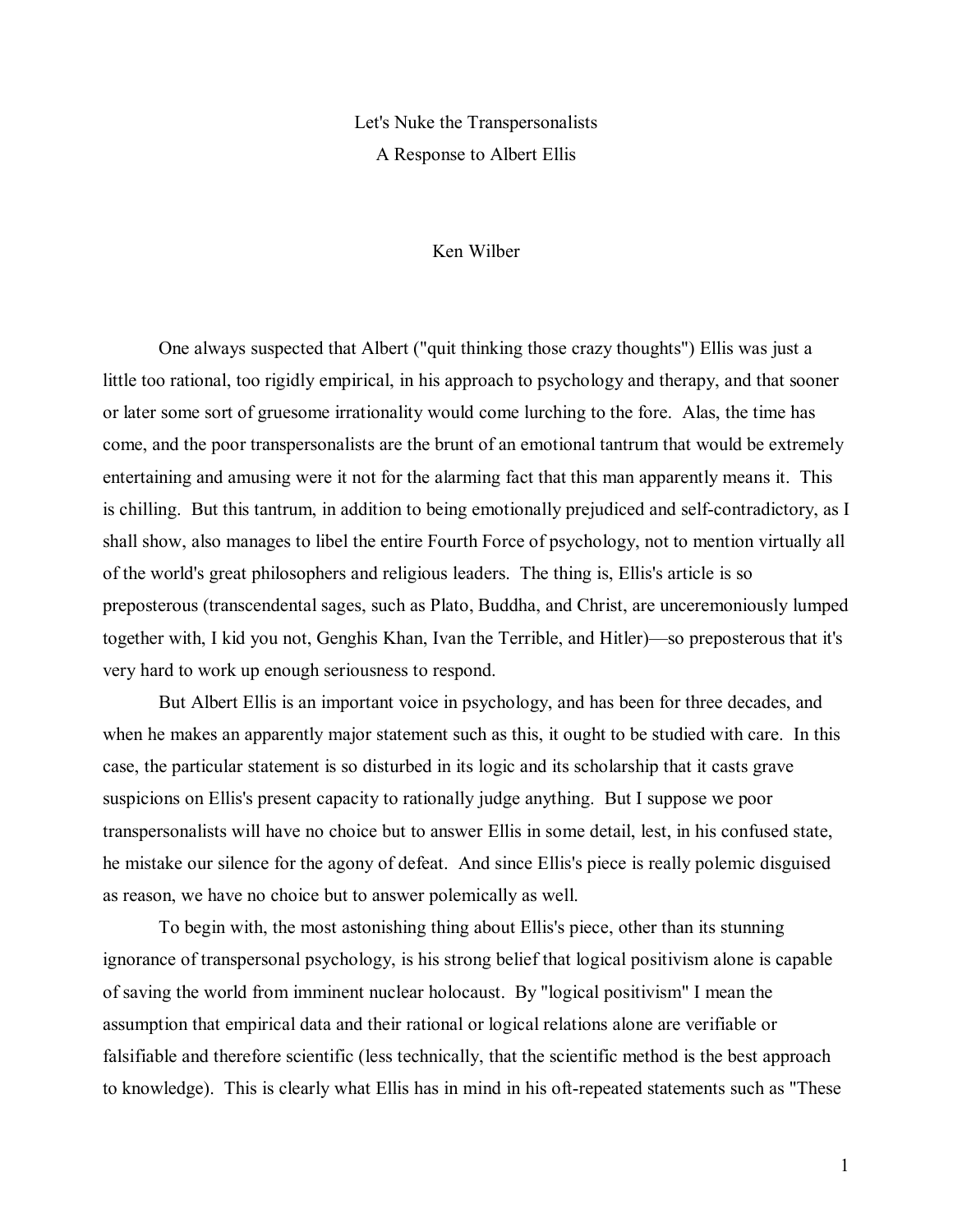# Let's Nuke the Transpersonalists

## A Response to Albert Ellis

Ken Wilber

One always suspected that Albert ("quit thinking those crazy thoughts") Ellis was just a little too rational, too rigidly empirical, in his approach to psychology and therapy, and that sooner or later some sort of gruesome irrationality would come lurching to the fore. Alas, the time has come, and the poor transpersonalists are the brunt of an emotional tantrum that would be extremely entertaining and amusing were it not for the alarming fact that this man apparently means it. This is chilling. But this tantrum, in addition to being emotionally prejudiced and self-contradictory, as I shall show, also manages to libel the entire Fourth Force of psychology, not to mention virtually all of the world's great philosophers and religious leaders. The thing is, Ellis's article is so preposterous (transcendental sages, such as Plato, Buddha, and Christ, are unceremoniously lumped together with, I kid you not, Genghis Khan, Ivan the Terrible, and Hitler)—so preposterous that it's very hard to work up enough seriousness to respond.

But Albert Ellis is an important voice in psychology, and has been for three decades, and when he makes an apparently major statement such as this, it ought to be studied with care. In this case, the particular statement is so disturbed in its logic and its scholarship that it casts grave suspicions on Ellis's present capacity to rationally judge anything. But I suppose we poor transpersonalists will have no choice but to answer Ellis in some detail, lest, in his confused state, he mistake our silence for the agony of defeat. And since Ellis's piece is really polemic disguised as reason, we have no choice but to answer polemically as well.

To begin with, the most astonishing thing about Ellis's piece, other than its stunning ignorance of transpersonal psychology, is his strong belief that logical positivism alone is capable of saving the world from imminent nuclear holocaust. By "logical positivism" I mean the assumption that empirical data and their rational or logical relations alone are verifiable or falsifiable and therefore scientific (less technically, that the scientific method is the best approach to knowledge). This is clearly what Ellis has in mind in his oft-repeated statements such as "These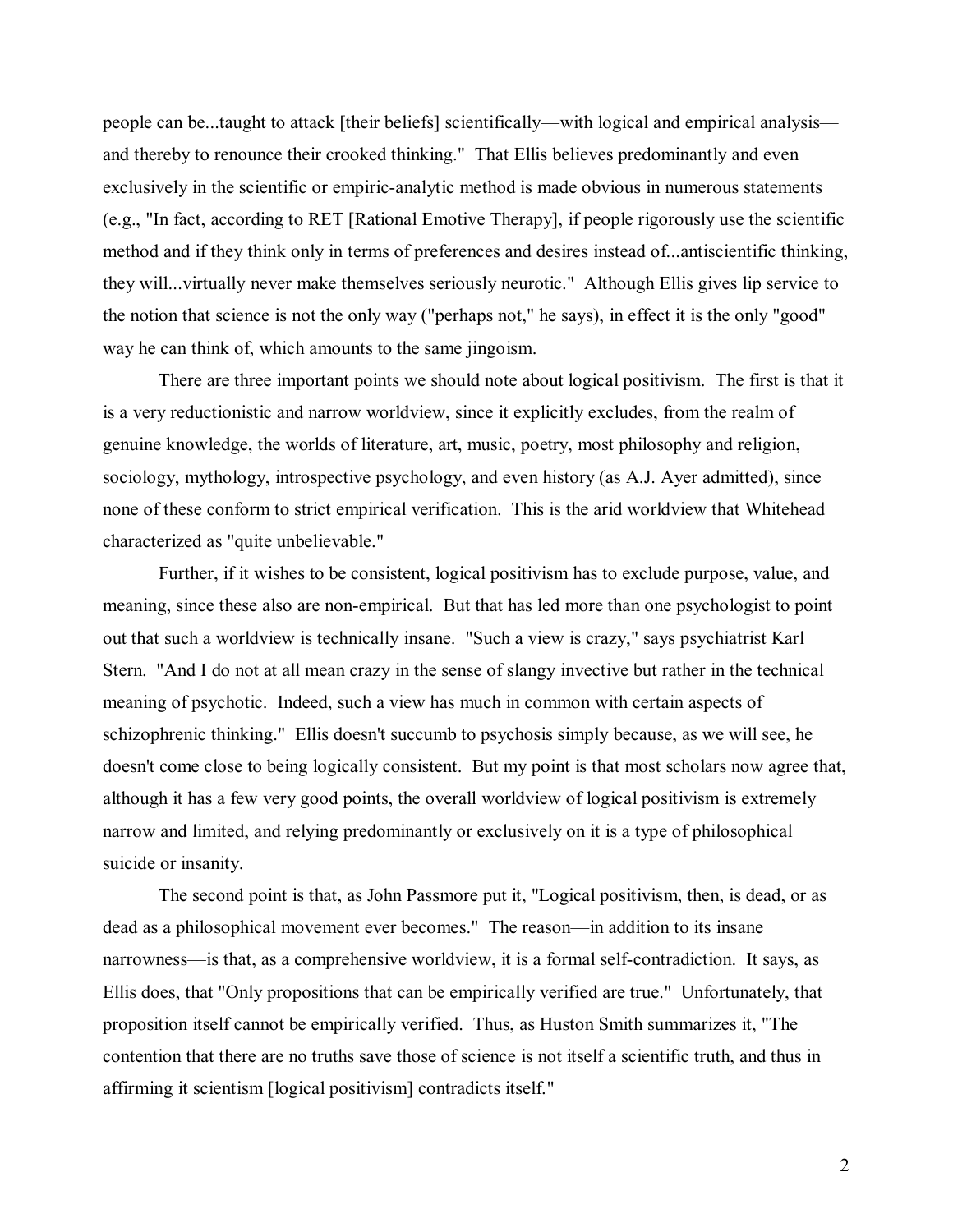people can be...taught to attack [their beliefs] scientifically—with logical and empirical analysis—and thereby to renounce their crooked thinking." That Ellis believes predominantly and even exclusively in the scientific or empiric-analytic method is made obvious in numerous statements (e.g., "In fact, according to RET [Rational Emotive Therapy], if people rigorously use the scientific method and if they think only in terms of preferences and desires instead of...antiscientific thinking, they will...virtually never make themselves seriously neurotic." Although Ellis gives lip service to the notion that science is not the only way ("perhaps not," he says), in effect it is the only "good" way he can think of, which amounts to the same jingoism.

There are three important points we should note about logical positivism. The first is that it is a very reductionistic and narrow worldview, since it explicitly excludes, from the realm of genuine knowledge, the worlds of literature, art, music, poetry, most philosophy and religion, sociology, mythology, introspective psychology, and even history (as A.J. Ayer admitted), since none of these conform to strict empirical verification. This is the arid worldview that Whitehead characterized as "quite unbelievable."

Further, if it wishes to be consistent, logical positivism has to exclude purpose, value, and meaning, since these also are non-empirical. But that has led more than one psychologist to point out that such a worldview is technically insane. "Such a view is crazy," says psychiatrist Karl Stern. "And I do not at all mean crazy in the sense of slangy invective but rather in the technical meaning of psychotic. Indeed, such a view has much in common with certain aspects of schizophrenic thinking." Ellis doesn't succumb to psychosis simply because, as we will see, he doesn't come close to being logically consistent. But my point is that most scholars now agree that, although it has a few very good points, the overall worldview of logical positivism is extremely narrow and limited, and relying predominantly or exclusively on it is a type of philosophical suicide or insanity.

The second point is that, as John Passmore put it, "Logical positivism, then, is dead, or as dead as a philosophical movement ever becomes." The reason—in addition to its insane narrowness—is that, as a comprehensive worldview, it is a formal self-contradiction. It says, as Ellis does, that "Only propositions that can be empirically verified are true." Unfortunately, that proposition itself cannot be empirically verified. Thus, as Huston Smith summarizes it, "The contention that there are no truths save those of science is not itself a scientific truth, and thus in affirming it scientism [logical positivism] contradicts itself."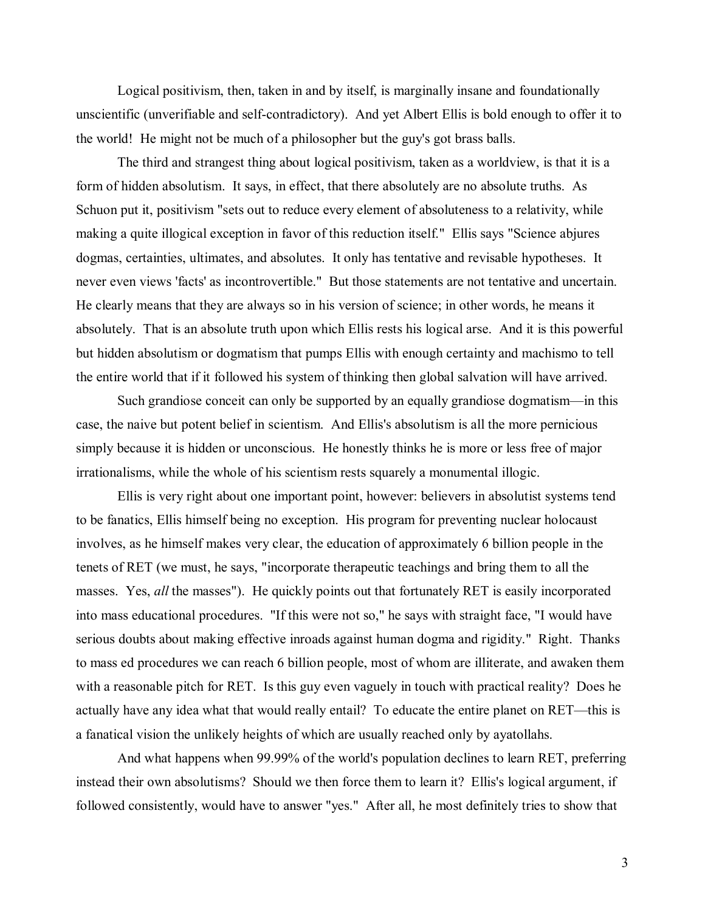Logical positivism, then, taken in and by itself, is marginally insane and foundationally unscientific (unverifiable and self-contradictory). And yet Albert Ellis is bold enough to offer it to the world! He might not be much of a philosopher but the guy's got brass balls.

The third and strangest thing about logical positivism, taken as a worldview, is that it is a form of hidden absolutism. It says, in effect, that there absolutely are no absolute truths. As Schuon put it, positivism "sets out to reduce every element of absoluteness to a relativity, while making a quite illogical exception in favor of this reduction itself." Ellis says "Science abjures dogmas, certainties, ultimates, and absolutes. It only has tentative and revisable hypotheses. It never even views 'facts' as incontrovertible." But those statements are not tentative and uncertain. He clearly means that they are always so in his version of science; in other words, he means it absolutely. That is an absolute truth upon which Ellis rests his logical arse. And it is this powerful but hidden absolutism or dogmatism that pumps Ellis with enough certainty and machismo to tell the entire world that if it followed his system of thinking then global salvation will have arrived.

Such grandiose conceit can only be supported by an equally grandiose dogmatism—in this case, the naive but potent belief in scientism. And Ellis's absolutism is all the more pernicious simply because it is hidden or unconscious. He honestly thinks he is more or less free of major irrationalisms, while the whole of his scientism rests squarely a monumental illogic.

Ellis is very right about one important point, however: believers in absolutist systems tend to be fanatics, Ellis himself being no exception. His program for preventing nuclear holocaust involves, as he himself makes very clear, the education of approximately 6 billion people in the tenets of RET (we must, he says, "incorporate therapeutic teachings and bring them to all the masses. Yes, *all* the masses"). He quickly points out that fortunately RET is easily incorporated into mass educational procedures. "If this were not so," he says with straight face, "I would have serious doubts about making effective inroads against human dogma and rigidity." Right. Thanks to mass ed procedures we can reach 6 billion people, most of whom are illiterate, and awaken them with a reasonable pitch for RET. Is this guy even vaguely in touch with practical reality? Does he actually have any idea what that would really entail? To educate the entire planet on RET—this is a fanatical vision the unlikely heights of which are usually reached only by ayatollahs.

And what happens when 99.99% of the world's population declines to learn RET, preferring instead their own absolutisms? Should we then force them to learn it? Ellis's logical argument, if followed consistently, would have to answer "yes." After all, he most definitely tries to show that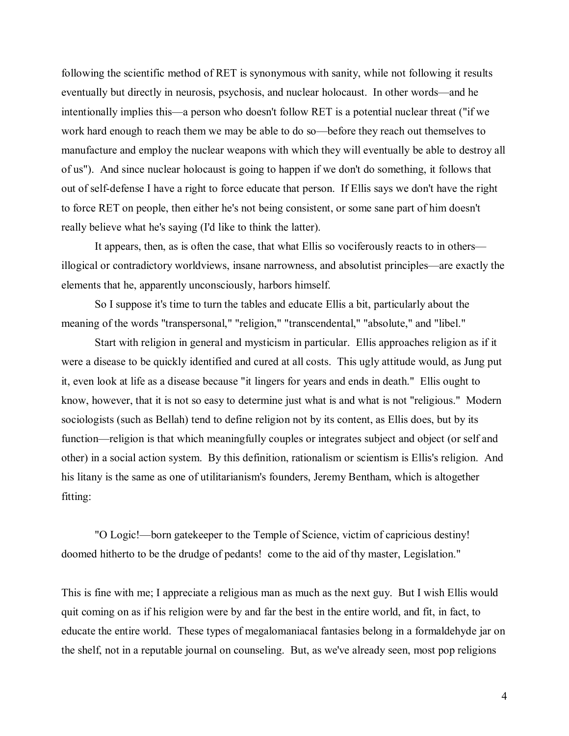following the scientific method of RET is synonymous with sanity, while not following it results eventually but directly in neurosis, psychosis, and nuclear holocaust. In other words—and he intentionally implies this—a person who doesn't follow RET is a potential nuclear threat ("if we work hard enough to reach them we may be able to do so—before they reach out themselves to manufacture and employ the nuclear weapons with which they will eventually be able to destroy all of us"). And since nuclear holocaust is going to happen if we don't do something, it follows that out of self-defense I have a right to force educate that person. If Ellis says we don't have the right to force RET on people, then either he's not being consistent, or some sane part of him doesn't really believe what he's saying (I'd like to think the latter).

It appears, then, as is often the case, that what Ellis so vociferously reacts to in others—illogical or contradictory worldviews, insane narrowness, and absolutist principles—are exactly the elements that he, apparently unconsciously, harbors himself.

So I suppose it's time to turn the tables and educate Ellis a bit, particularly about the meaning of the words "transpersonal," "religion," "transcendental," "absolute," and "libel."

Start with religion in general and mysticism in particular. Ellis approaches religion as if it were a disease to be quickly identified and cured at all costs. This ugly attitude would, as Jung put it, even look at life as a disease because "it lingers for years and ends in death." Ellis ought to know, however, that it is not so easy to determine just what is and what is not "religious." Modern sociologists (such as Bellah) tend to define religion not by its content, as Ellis does, but by its function—religion is that which meaningfully couples or integrates subject and object (or self and other) in a social action system. By this definition, rationalism or scientism is Ellis's religion. And his litany is the same as one of utilitarianism's founders, Jeremy Bentham, which is altogether fitting:

> "O Logic!—born gatekeeper to the Temple of Science, victim of capricious destiny! doomed hitherto to be the drudge of pedants! come to the aid of thy master, Legislation."

This is fine with me; I appreciate a religious man as much as the next guy. But I wish Ellis would quit coming on as if his religion were by and far the best in the entire world, and fit, in fact, to educate the entire world. These types of megalomaniacal fantasies belong in a formaldehyde jar on the shelf, not in a reputable journal on counseling. But, as we've already seen, most pop religions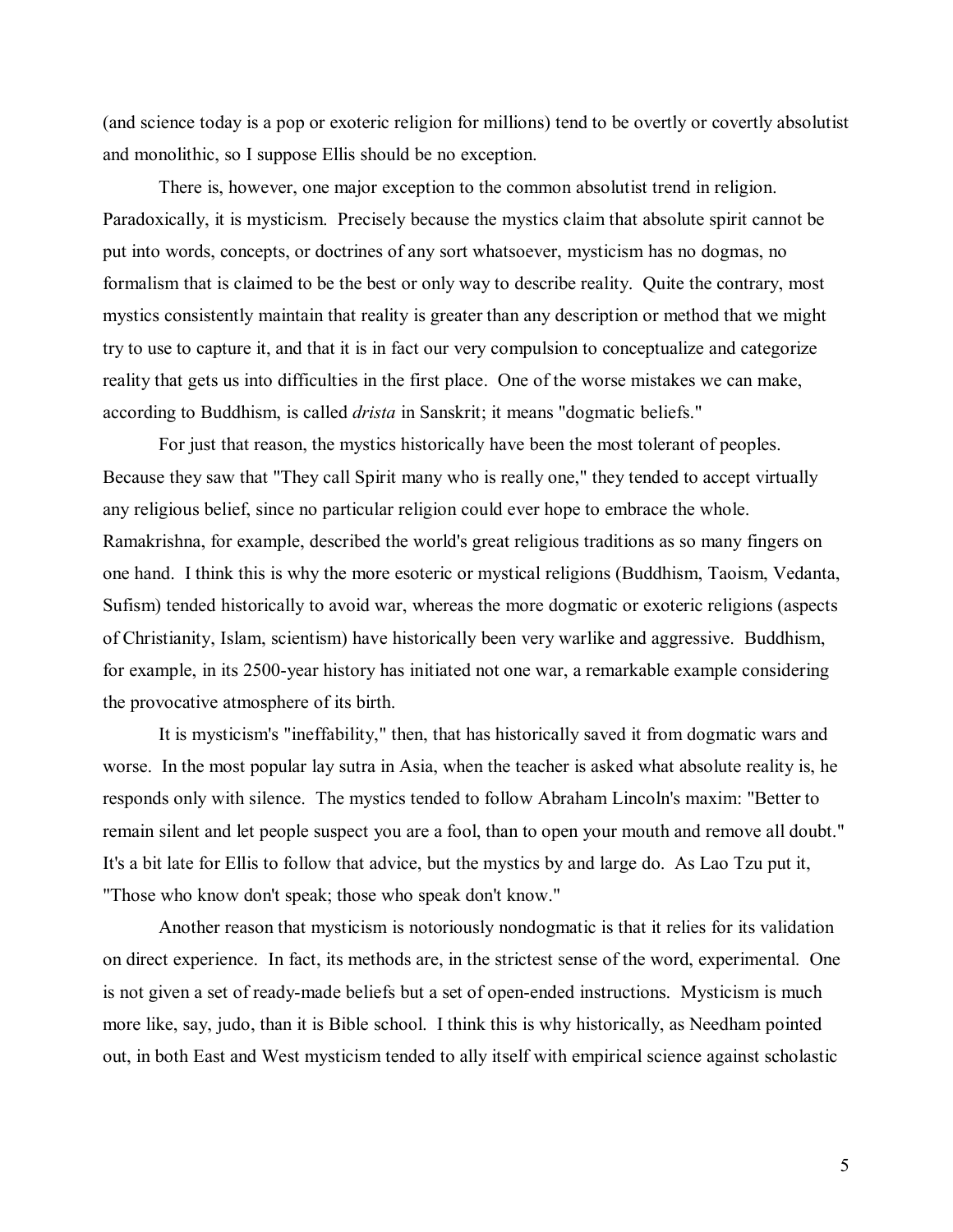(and science today is a pop or exoteric religion for millions) tend to be overtly or covertly absolutist and monolithic, so I suppose Ellis should be no exception.

There is, however, one major exception to the common absolutist trend in religion. Paradoxically, it is mysticism. Precisely because the mystics claim that absolute spirit cannot be put into words, concepts, or doctrines of any sort whatsoever, mysticism has no dogmas, no formalism that is claimed to be the best or only way to describe reality. Quite the contrary, most mystics consistently maintain that reality is greater than any description or method that we might try to use to capture it, and that it is in fact our very compulsion to conceptualize and categorize reality that gets us into difficulties in the first place. One of the worse mistakes we can make, according to Buddhism, is called *drista* in Sanskrit; it means "dogmatic beliefs."

For just that reason, the mystics historically have been the most tolerant of peoples. Because they saw that "They call Spirit many who is really one," they tended to accept virtually any religious belief, since no particular religion could ever hope to embrace the whole. Ramakrishna, for example, described the world's great religious traditions as so many fingers on one hand. I think this is why the more esoteric or mystical religions (Buddhism, Taoism, Vedanta, Sufism) tended historically to avoid war, whereas the more dogmatic or exoteric religions (aspects of Christianity, Islam, scientism) have historically been very warlike and aggressive. Buddhism, for example, in its 2500-year history has initiated not one war, a remarkable example considering the provocative atmosphere of its birth.

It is mysticism's "ineffability," then, that has historically saved it from dogmatic wars and worse. In the most popular lay sutra in Asia, when the teacher is asked what absolute reality is, he responds only with silence. The mystics tended to follow Abraham Lincoln's maxim: "Better to remain silent and let people suspect you are a fool, than to open your mouth and remove all doubt." It's a bit late for Ellis to follow that advice, but the mystics by and large do. As Lao Tzu put it, "Those who know don't speak; those who speak don't know."

Another reason that mysticism is notoriously nondogmatic is that it relies for its validation on direct experience. In fact, its methods are, in the strictest sense of the word, experimental. One is not given a set of ready-made beliefs but a set of open-ended instructions. Mysticism is much more like, say, judo, than it is Bible school. I think this is why historically, as Needham pointed out, in both East and West mysticism tended to ally itself with empirical science against scholastic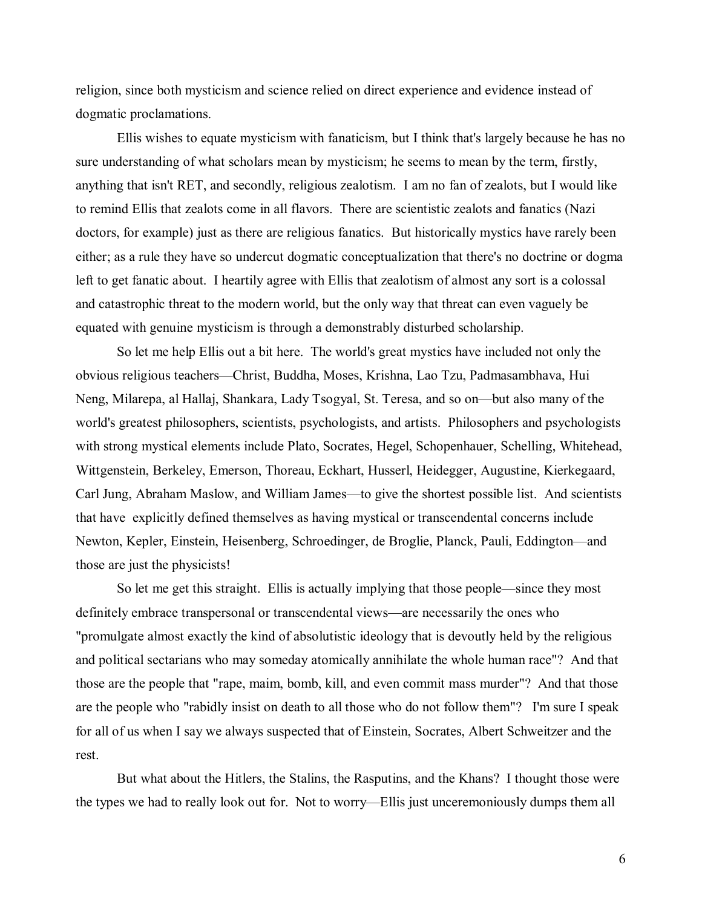religion, since both mysticism and science relied on direct experience and evidence instead of dogmatic proclamations.

Ellis wishes to equate mysticism with fanaticism, but I think that's largely because he has no sure understanding of what scholars mean by mysticism; he seems to mean by the term, firstly, anything that isn't RET, and secondly, religious zealotism. I am no fan of zealots, but I would like to remind Ellis that zealots come in all flavors. There are scientistic zealots and fanatics (Nazi doctors, for example) just as there are religious fanatics. But historically mystics have rarely been either; as a rule they have so undercut dogmatic conceptualization that there's no doctrine or dogma left to get fanatic about. I heartily agree with Ellis that zealotism of almost any sort is a colossal and catastrophic threat to the modern world, but the only way that threat can even vaguely be equated with genuine mysticism is through a demonstrably disturbed scholarship.

So let me help Ellis out a bit here. The world's great mystics have included not only the obvious religious teachers—Christ, Buddha, Moses, Krishna, Lao Tzu, Padmasambhava, Hui Neng, Milarepa, al Hallaj, Shankara, Lady Tsogyal, St. Teresa, and so on—but also many of the world's greatest philosophers, scientists, psychologists, and artists. Philosophers and psychologists with strong mystical elements include Plato, Socrates, Hegel, Schopenhauer, Schelling, Whitehead, Wittgenstein, Berkeley, Emerson, Thoreau, Eckhart, Husserl, Heidegger, Augustine, Kierkegaard, Carl Jung, Abraham Maslow, and William James—to give the shortest possible list. And scientists that have explicitly defined themselves as having mystical or transcendental concerns include Newton, Kepler, Einstein, Heisenberg, Schroedinger, de Broglie, Planck, Pauli, Eddington—and those are just the physicists!

So let me get this straight. Ellis is actually implying that those people—since they most definitely embrace transpersonal or transcendental views—are necessarily the ones who "promulgate almost exactly the kind of absolutistic ideology that is devoutly held by the religious and political sectarians who may someday atomically annihilate the whole human race"? And that those are the people that "rape, maim, bomb, kill, and even commit mass murder"? And that those are the people who "rabidly insist on death to all those who do not follow them"? I'm sure I speak for all of us when I say we always suspected that of Einstein, Socrates, Albert Schweitzer and the rest.

But what about the Hitlers, the Stalins, the Rasputins, and the Khans? I thought those were the types we had to really look out for. Not to worry—Ellis just unceremoniously dumps them all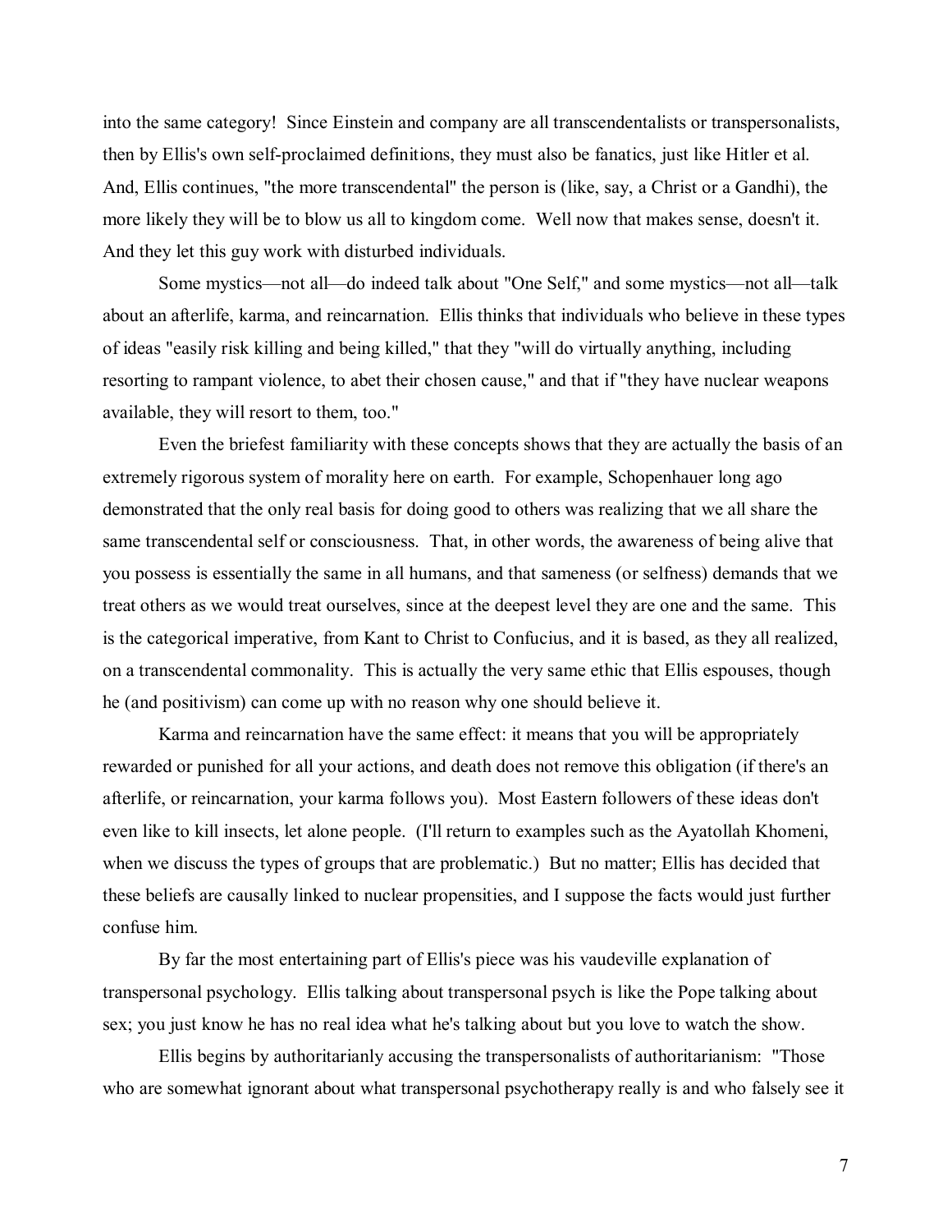into the same category! Since Einstein and company are all transcendentalists or transpersonalists, then by Ellis's own self-proclaimed definitions, they must also be fanatics, just like Hitler et al. And, Ellis continues, "the more transcendental" the person is (like, say, a Christ or a Gandhi), the more likely they will be to blow us all to kingdom come. Well now that makes sense, doesn't it. And they let this guy work with disturbed individuals.

Some mystics—not all—do indeed talk about "One Self," and some mystics—not all—talk about an afterlife, karma, and reincarnation. Ellis thinks that individuals who believe in these types of ideas "easily risk killing and being killed," that they "will do virtually anything, including resorting to rampant violence, to abet their chosen cause," and that if "they have nuclear weapons available, they will resort to them, too."

Even the briefest familiarity with these concepts shows that they are actually the basis of an extremely rigorous system of morality here on earth. For example, Schopenhauer long ago demonstrated that the only real basis for doing good to others was realizing that we all share the same transcendental self or consciousness. That, in other words, the awareness of being alive that you possess is essentially the same in all humans, and that sameness (or selfness) demands that we treat others as we would treat ourselves, since at the deepest level they are one and the same. This is the categorical imperative, from Kant to Christ to Confucius, and it is based, as they all realized, on a transcendental commonality. This is actually the very same ethic that Ellis espouses, though he (and positivism) can come up with no reason why one should believe it.

Karma and reincarnation have the same effect: it means that you will be appropriately rewarded or punished for all your actions, and death does not remove this obligation (if there's an afterlife, or reincarnation, your karma follows you). Most Eastern followers of these ideas don't even like to kill insects, let alone people. (I'll return to examples such as the Ayatollah Khomeni, when we discuss the types of groups that are problematic.) But no matter; Ellis has decided that these beliefs are causally linked to nuclear propensities, and I suppose the facts would just further confuse him.

By far the most entertaining part of Ellis's piece was his vaudeville explanation of transpersonal psychology. Ellis talking about transpersonal psych is like the Pope talking about sex; you just know he has no real idea what he's talking about but you love to watch the show.

Ellis begins by authoritarianly accusing the transpersonalists of authoritarianism: "Those who are somewhat ignorant about what transpersonal psychotherapy really is and who falsely see it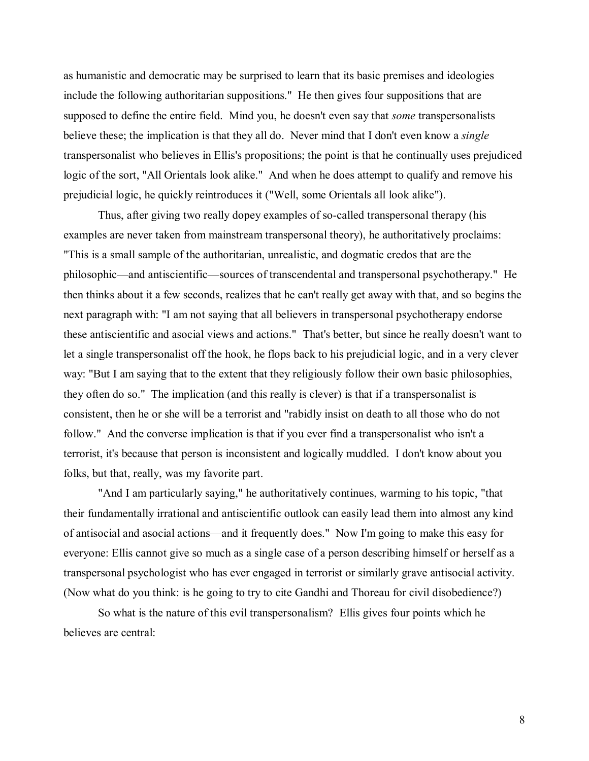as humanistic and democratic may be surprised to learn that its basic premises and ideologies include the following authoritarian suppositions." He then gives four suppositions that are supposed to define the entire field. Mind you, he doesn't even say that *some* transpersonalists believe these; the implication is that they all do. Never mind that I don't even know a *single* transpersonalist who believes in Ellis's propositions; the point is that he continually uses prejudiced logic of the sort, "All Orientals look alike." And when he does attempt to qualify and remove his prejudicial logic, he quickly reintroduces it ("Well, some Orientals all look alike").

Thus, after giving two really dopey examples of so-called transpersonal therapy (his examples are never taken from mainstream transpersonal theory), he authoritatively proclaims: "This is a small sample of the authoritarian, unrealistic, and dogmatic credos that are the philosophic—and antiscientific—sources of transcendental and transpersonal psychotherapy." He then thinks about it a few seconds, realizes that he can't really get away with that, and so begins the next paragraph with: "I am not saying that all believers in transpersonal psychotherapy endorse these antiscientific and asocial views and actions." That's better, but since he really doesn't want to let a single transpersonalist off the hook, he flops back to his prejudicial logic, and in a very clever way: "But I am saying that to the extent that they religiously follow their own basic philosophies, they often do so." The implication (and this really is clever) is that if a transpersonalist is consistent, then he or she will be a terrorist and "rabidly insist on death to all those who do not follow." And the converse implication is that if you ever find a transpersonalist who isn't a terrorist, it's because that person is inconsistent and logically muddled. I don't know about you folks, but that, really, was my favorite part.

"And I am particularly saying," he authoritatively continues, warming to his topic, "that their fundamentally irrational and antiscientific outlook can easily lead them into almost any kind of antisocial and asocial actions—and it frequently does." Now I'm going to make this easy for everyone: Ellis cannot give so much as a single case of a person describing himself or herself as a transpersonal psychologist who has ever engaged in terrorist or similarly grave antisocial activity. (Now what do you think: is he going to try to cite Gandhi and Thoreau for civil disobedience?)

So what is the nature of this evil transpersonalism? Ellis gives four points which he believes are central: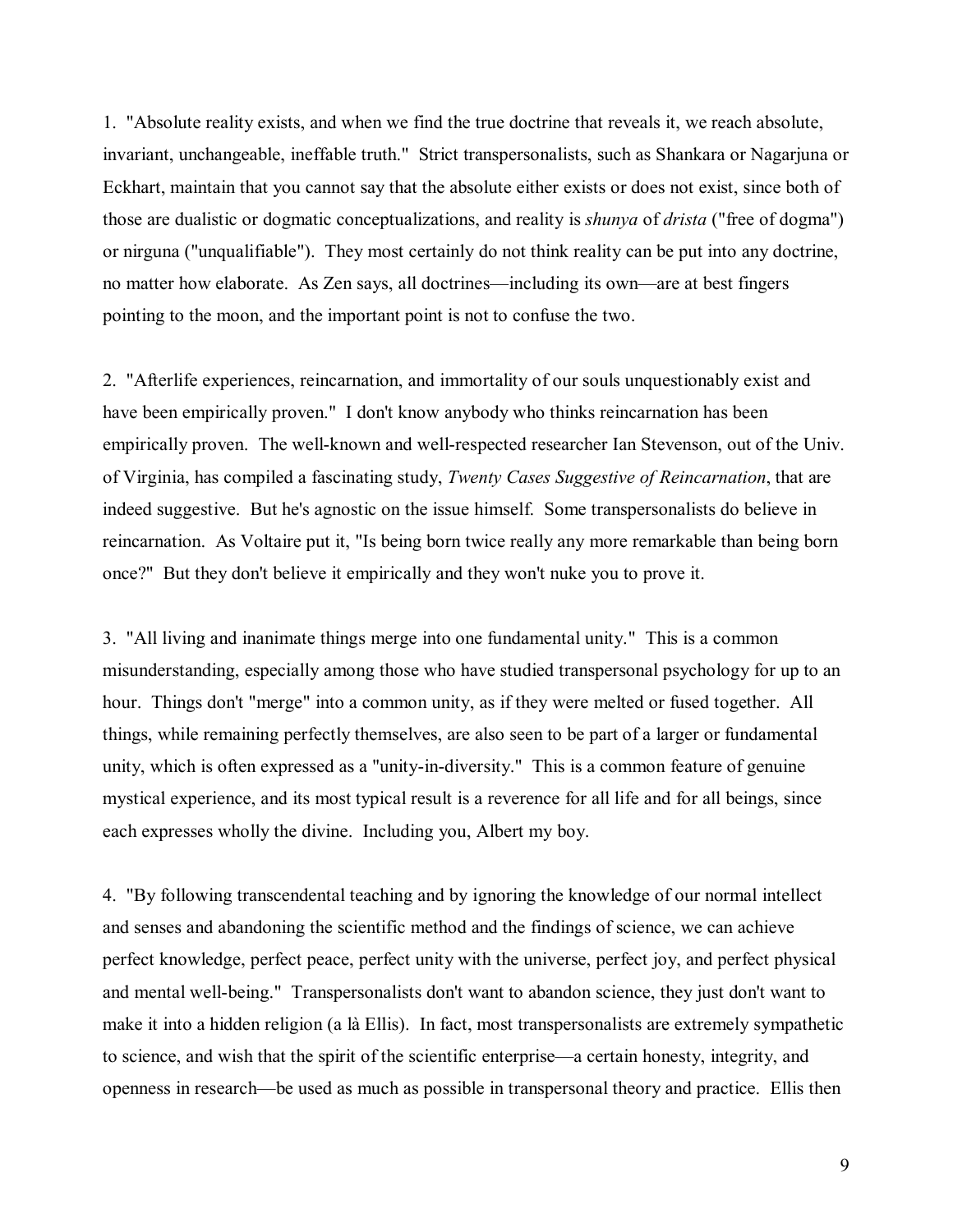1. "Absolute reality exists, and when we find the true doctrine that reveals it, we reach absolute, invariant, unchangeable, ineffable truth." Strict transpersonalists, such as Shankara or Nagarjuna or Eckhart, maintain that you cannot say that the absolute either exists or does not exist, since both of those are dualistic or dogmatic conceptualizations, and reality is *shunya* of *drista* ("free of dogma") or nirguna ("unqualifiable"). They most certainly do not think reality can be put into any doctrine, no matter how elaborate. As Zen says, all doctrines—including its own—are at best fingers pointing to the moon, and the important point is not to confuse the two.

2. "Afterlife experiences, reincarnation, and immortality of our souls unquestionably exist and have been empirically proven." I don't know anybody who thinks reincarnation has been empirically proven. The well-known and well-respected researcher Ian Stevenson, out of the Univ. of Virginia, has compiled a fascinating study, *Twenty Cases Suggestive of Reincarnation*, that are indeed suggestive. But he's agnostic on the issue himself. Some transpersonalists do believe in reincarnation. As Voltaire put it, "Is being born twice really any more remarkable than being born once?" But they don't believe it empirically and they won't nuke you to prove it.

3. "All living and inanimate things merge into one fundamental unity." This is a common misunderstanding, especially among those who have studied transpersonal psychology for up to an hour. Things don't "merge" into a common unity, as if they were melted or fused together. All things, while remaining perfectly themselves, are also seen to be part of a larger or fundamental unity, which is often expressed as a "unity-in-diversity." This is a common feature of genuine mystical experience, and its most typical result is a reverence for all life and for all beings, since each expresses wholly the divine. Including you, Albert my boy.

4. "By following transcendental teaching and by ignoring the knowledge of our normal intellect and senses and abandoning the scientific method and the findings of science, we can achieve perfect knowledge, perfect peace, perfect unity with the universe, perfect joy, and perfect physical and mental well-being." Transpersonalists don't want to abandon science, they just don't want to make it into a hidden religion (a là Ellis). In fact, most transpersonalists are extremely sympathetic to science, and wish that the spirit of the scientific enterprise—a certain honesty, integrity, and openness in research—be used as much as possible in transpersonal theory and practice. Ellis then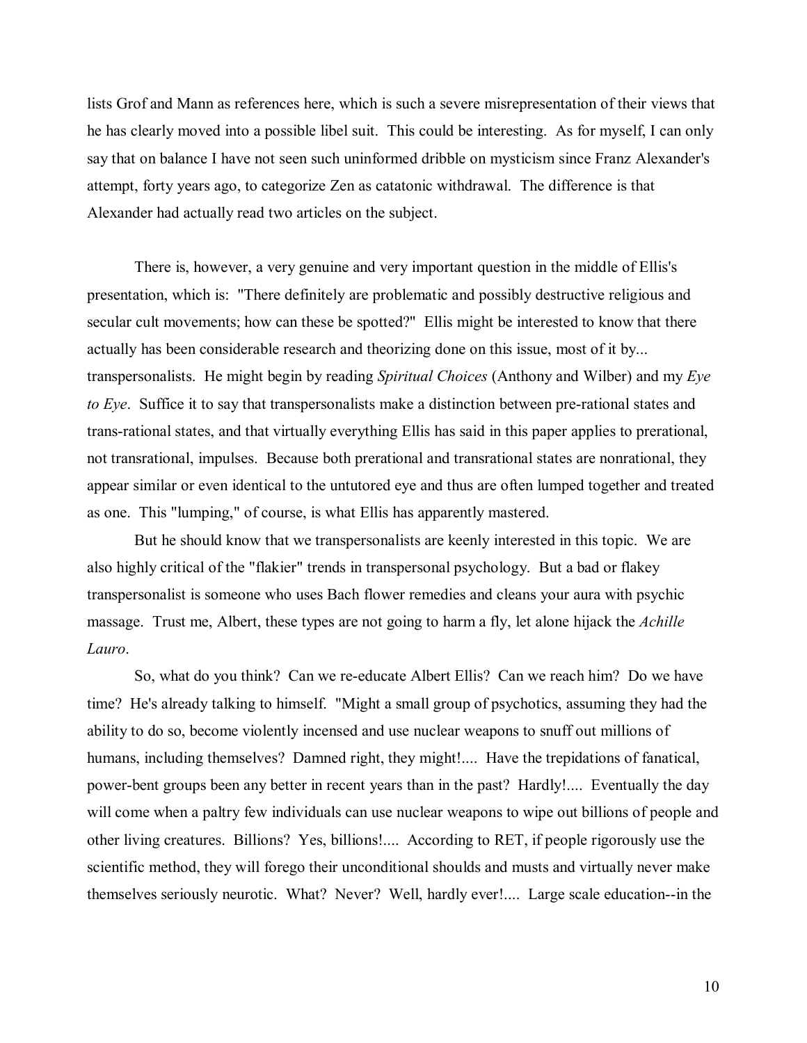lists Grof and Mann as references here, which is such a severe misrepresentation of their views that he has clearly moved into a possible libel suit. This could be interesting. As for myself, I can only say that on balance I have not seen such uninformed dribble on mysticism since Franz Alexander's attempt, forty years ago, to categorize Zen as catatonic withdrawal. The difference is that Alexander had actually read two articles on the subject.

There is, however, a very genuine and very important question in the middle of Ellis's presentation, which is: "There definitely are problematic and possibly destructive religious and secular cult movements; how can these be spotted?" Ellis might be interested to know that there actually has been considerable research and theorizing done on this issue, most of it by... transpersonalists. He might begin by reading *Spiritual Choices* (Anthony and Wilber) and my *Eye to Eye*. Suffice it to say that transpersonalists make a distinction between pre-rational states and trans-rational states, and that virtually everything Ellis has said in this paper applies to prerational, not transrational, impulses. Because both prerational and transrational states are nonrational, they appear similar or even identical to the untutored eye and thus are often lumped together and treated as one. This "lumping," of course, is what Ellis has apparently mastered.

But he should know that we transpersonalists are keenly interested in this topic. We are also highly critical of the "flakier" trends in transpersonal psychology. But a bad or flakey transpersonalist is someone who uses Bach flower remedies and cleans your aura with psychic massage. Trust me, Albert, these types are not going to harm a fly, let alone hijack the *Achille Lauro*.

So, what do you think? Can we re-educate Albert Ellis? Can we reach him? Do we have time? He's already talking to himself. "Might a small group of psychotics, assuming they had the ability to do so, become violently incensed and use nuclear weapons to snuff out millions of humans, including themselves? Damned right, they might!.... Have the trepidations of fanatical, power-bent groups been any better in recent years than in the past? Hardly!.... Eventually the day will come when a paltry few individuals can use nuclear weapons to wipe out billions of people and other living creatures. Billions? Yes, billions!.... According to RET, if people rigorously use the scientific method, they will forego their unconditional shoulds and musts and virtually never make themselves seriously neurotic. What? Never? Well, hardly ever!.... Large scale education--in the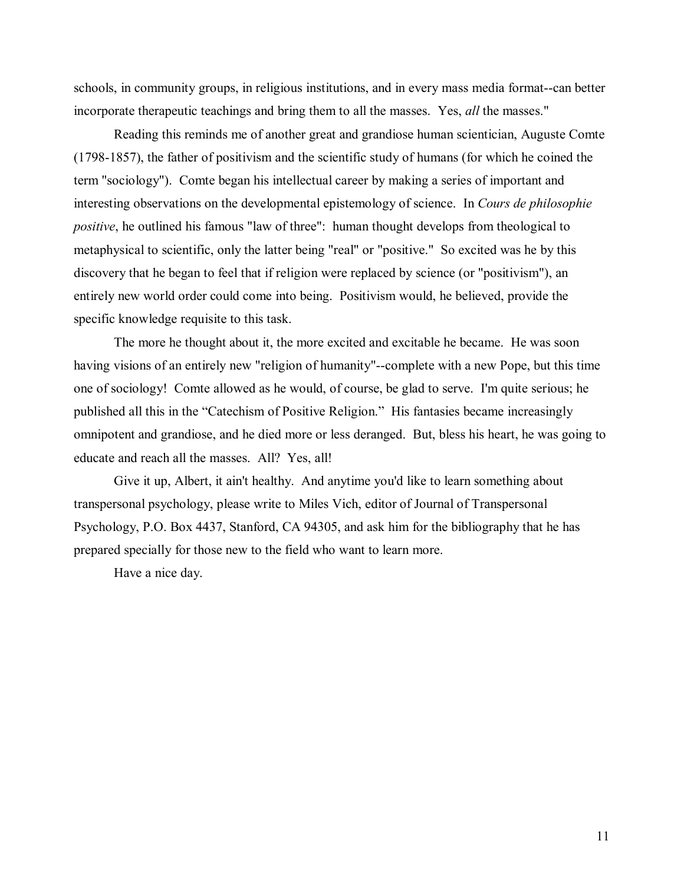schools, in community groups, in religious institutions, and in every mass media format--can better incorporate therapeutic teachings and bring them to all the masses. Yes, *all* the masses."

Reading this reminds me of another great and grandiose human scientician, Auguste Comte (1798-1857), the father of positivism and the scientific study of humans (for which he coined the term "sociology"). Comte began his intellectual career by making a series of important and interesting observations on the developmental epistemology of science. In *Cours de philosophie positive*, he outlined his famous "law of three": human thought develops from theological to metaphysical to scientific, only the latter being "real" or "positive." So excited was he by this discovery that he began to feel that if religion were replaced by science (or "positivism"), an entirely new world order could come into being. Positivism would, he believed, provide the specific knowledge requisite to this task.

The more he thought about it, the more excited and excitable he became. He was soon having visions of an entirely new "religion of humanity"--complete with a new Pope, but this time one of sociology! Comte allowed as he would, of course, be glad to serve. I'm quite serious; he published all this in the "Catechism of Positive Religion." His fantasies became increasingly omnipotent and grandiose, and he died more or less deranged. But, bless his heart, he was going to educate and reach all the masses. All? Yes, all!

Give it up, Albert, it ain't healthy. And anytime you'd like to learn something about transpersonal psychology, please write to Miles Vich, editor of Journal of Transpersonal Psychology, P.O. Box 4437, Stanford, CA 94305, and ask him for the bibliography that he has prepared specially for those new to the field who want to learn more.

Have a nice day.